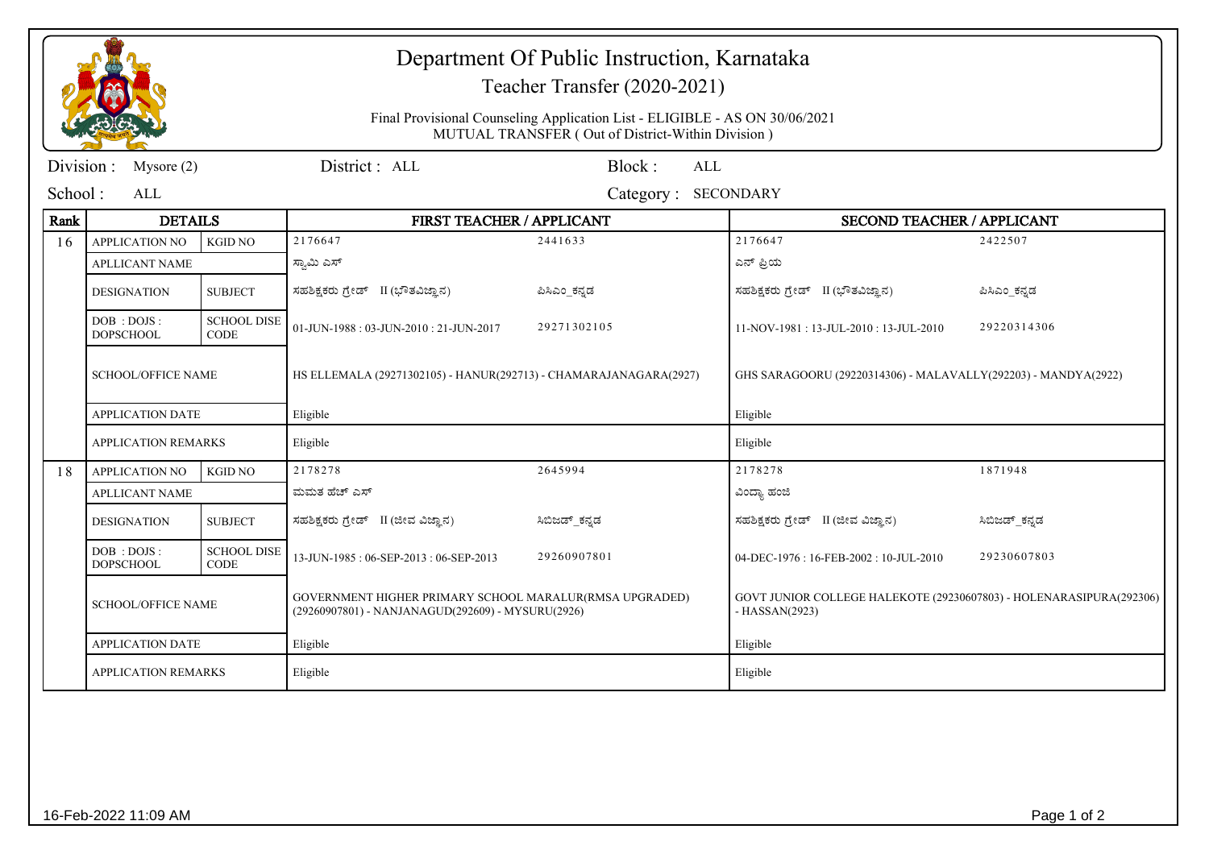# Department Of Public Instruction, Karnataka

Teacher Transfer (2020-2021)

Final Provisional Counseling Application List - ELIGIBLE - AS ON 30/06/2021
MUTUAL TRANSFER ( Out of District-Within Division )

Division : Mysore (2) | District : ALL | Block : ALL

School : ALL | Category : SECONDARY

| Rank | DETAILS | | FIRST TEACHER / APPLICANT | | SECOND TEACHER / APPLICANT | |
|---|---|---|---|---|---|---|
| 16 | APPLICATION NO | KGID NO | 2176647 | 2441633 | 2176647 | 2422507 |
| | APLLICANT NAME | | ಸ್ವಾಮಿ ಎಸ್ | | ಎನ್ ಪ್ರಿಯ | |
| | DESIGNATION | SUBJECT | ಸಹಶಿಕ್ಷಕರು ಗ್ರೇಡ್ II (ಭೌತವಿಜ್ಞಾನ) | ಪಿಸಿಎಂ_ಕನ್ನಡ | ಸಹಶಿಕ್ಷಕರು ಗ್ರೇಡ್ II (ಭೌತವಿಜ್ಞಾನ) | ಪಿಸಿಎಂ_ಕನ್ನಡ |
| | DOB : DOJS : DOPSCHOOL | SCHOOL DISE CODE | 01-JUN-1988 : 03-JUN-2010 : 21-JUN-2017 | 29271302105 | 11-NOV-1981 : 13-JUL-2010 : 13-JUL-2010 | 29220314306 |
| | SCHOOL/OFFICE NAME | | HS ELLEMALA (29271302105) - HANUR(292713) - CHAMARAJANAGARA(2927) | | GHS SARAGOORU (29220314306) - MALAVALLY(292203) - MANDYA(2922) | |
| | APPLICATION DATE | | Eligible | | Eligible | |
| | APPLICATION REMARKS | | Eligible | | Eligible | |
| 18 | APPLICATION NO | KGID NO | 2178278 | 2645994 | 2178278 | 1871948 |
| | APLLICANT NAME | | ಮಮತ ಹೆಚ್ ಎಸ್ | | ವಿಂದ್ಯಾ ಹಂಜೆ | |
| | DESIGNATION | SUBJECT | ಸಹಶಿಕ್ಷಕರು ಗ್ರೇಡ್ II (ಜೀವ ವಿಜ್ಞಾನ) | ಸಿಬಿಜಡ್_ಕನ್ನಡ | ಸಹಶಿಕ್ಷಕರು ಗ್ರೇಡ್ II (ಜೀವ ವಿಜ್ಞಾನ) | ಸಿಬಿಜಡ್_ಕನ್ನಡ |
| | DOB : DOJS : DOPSCHOOL | SCHOOL DISE CODE | 13-JUN-1985 : 06-SEP-2013 : 06-SEP-2013 | 29260907801 | 04-DEC-1976 : 16-FEB-2002 : 10-JUL-2010 | 29230607803 |
| | SCHOOL/OFFICE NAME | | GOVERNMENT HIGHER PRIMARY SCHOOL MARALUR(RMSA UPGRADED) (29260907801) - NANJANAGUD(292609) - MYSURU(2926) | | GOVT JUNIOR COLLEGE HALEKOTE (29230607803) - HOLENARASIPURA(292306) - HASSAN(2923) | |
| | APPLICATION DATE | | Eligible | | Eligible | |
| | APPLICATION REMARKS | | Eligible | | Eligible | |

16-Feb-2022 11:09 AM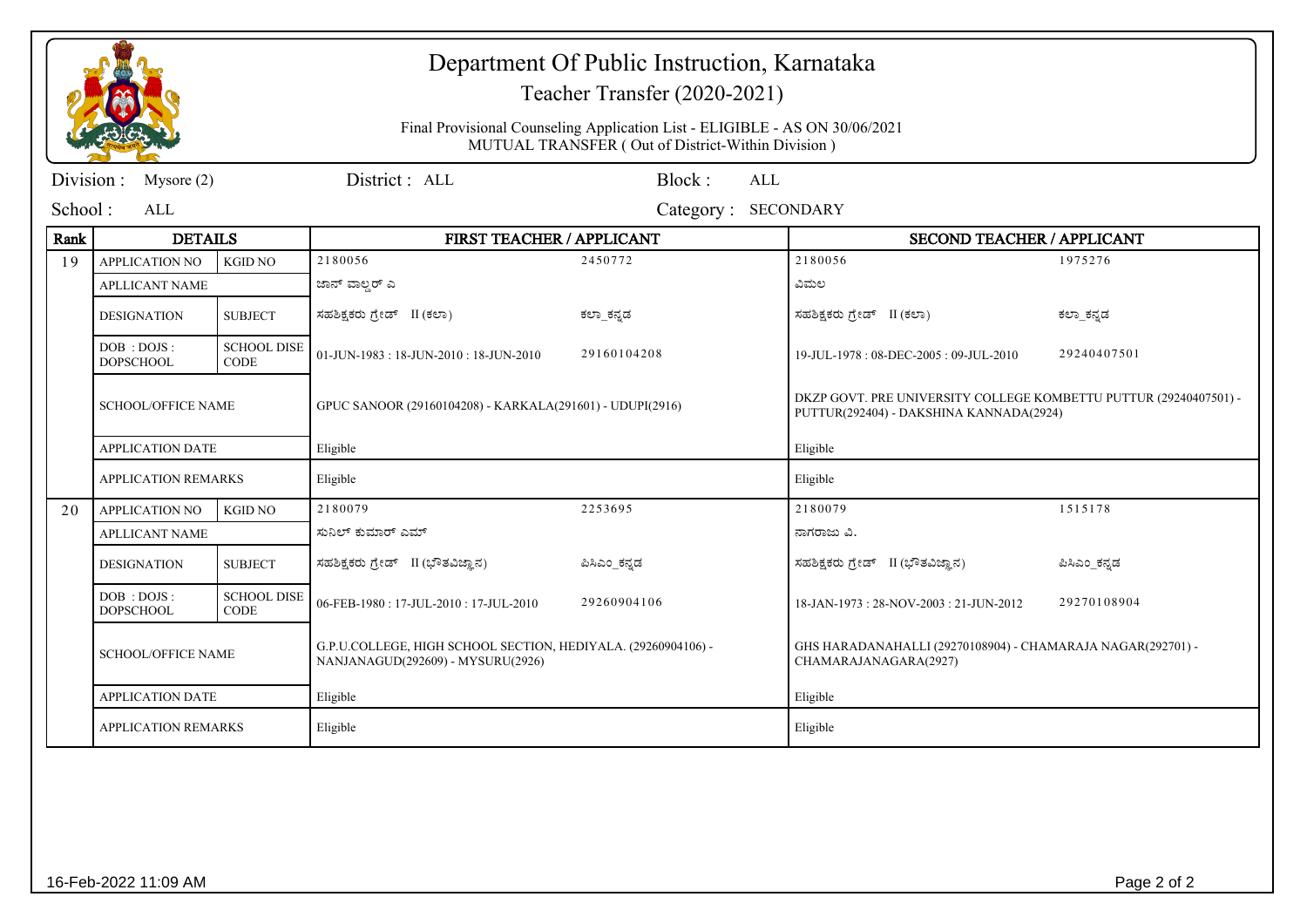# Department Of Public Instruction, Karnataka

Teacher Transfer (2020-2021)

Final Provisional Counseling Application List - ELIGIBLE - AS ON 30/06/2021
MUTUAL TRANSFER ( Out of District-Within Division )

Division : Mysore (2) District : ALL Block : ALL

School : ALL Category : SECONDARY

| Rank | DETAILS | | FIRST TEACHER / APPLICANT | | SECOND TEACHER / APPLICANT | |
|---|---|---|---|---|---|---|
| 19 | APPLICATION NO | KGID NO | 2180056 | 2450772 | 2180056 | 1975276 |
| | APLLICANT NAME | | ಜಾನ್ ವಾಲ್ಟರ್ ಎ | | ವಿಮಲ | |
| | DESIGNATION | SUBJECT | ಸಹಶಿಕ್ಷಕರು ಗ್ರೇಡ್ II (ಕಲಾ) | ಕಲಾ_ಕನ್ನಡ | ಸಹಶಿಕ್ಷಕರು ಗ್ರೇಡ್ II (ಕಲಾ) | ಕಲಾ_ಕನ್ನಡ |
| | DOB : DOJS : DOPSCHOOL | SCHOOL DISE CODE | 01-JUN-1983 : 18-JUN-2010 : 18-JUN-2010 | 29160104208 | 19-JUL-1978 : 08-DEC-2005 : 09-JUL-2010 | 29240407501 |
| | SCHOOL/OFFICE NAME | | GPUC SANOOR (29160104208) - KARKALA(291601) - UDUPI(2916) | | DKZP GOVT. PRE UNIVERSITY COLLEGE KOMBETTU PUTTUR (29240407501) - PUTTUR(292404) - DAKSHINA KANNADA(2924) | |
| | APPLICATION DATE | | Eligible | | Eligible | |
| | APPLICATION REMARKS | | Eligible | | Eligible | |
| 20 | APPLICATION NO | KGID NO | 2180079 | 2253695 | 2180079 | 1515178 |
| | APLLICANT NAME | | ಸುನಿಲ್ ಕುಮಾರ್ ಎಮ್ | | ನಾಗರಾಜು ವಿ. | |
| | DESIGNATION | SUBJECT | ಸಹಶಿಕ್ಷಕರು ಗ್ರೇಡ್ II (ಭೌತವಿಜ್ಞಾನ) | ಪಿಸಿಎಂ_ಕನ್ನಡ | ಸಹಶಿಕ್ಷಕರು ಗ್ರೇಡ್ II (ಭೌತವಿಜ್ಞಾನ) | ಪಿಸಿಎಂ_ಕನ್ನಡ |
| | DOB : DOJS : DOPSCHOOL | SCHOOL DISE CODE | 06-FEB-1980 : 17-JUL-2010 : 17-JUL-2010 | 29260904106 | 18-JAN-1973 : 28-NOV-2003 : 21-JUN-2012 | 29270108904 |
| | SCHOOL/OFFICE NAME | | G.P.U.COLLEGE, HIGH SCHOOL SECTION, HEDIYALA. (29260904106) - NANJANAGUD(292609) - MYSURU(2926) | | GHS HARADANAHALLI (29270108904) - CHAMARAJA NAGAR(292701) - CHAMARAJANAGARA(2927) | |
| | APPLICATION DATE | | Eligible | | Eligible | |
| | APPLICATION REMARKS | | Eligible | | Eligible | |

16-Feb-2022 11:09 AM